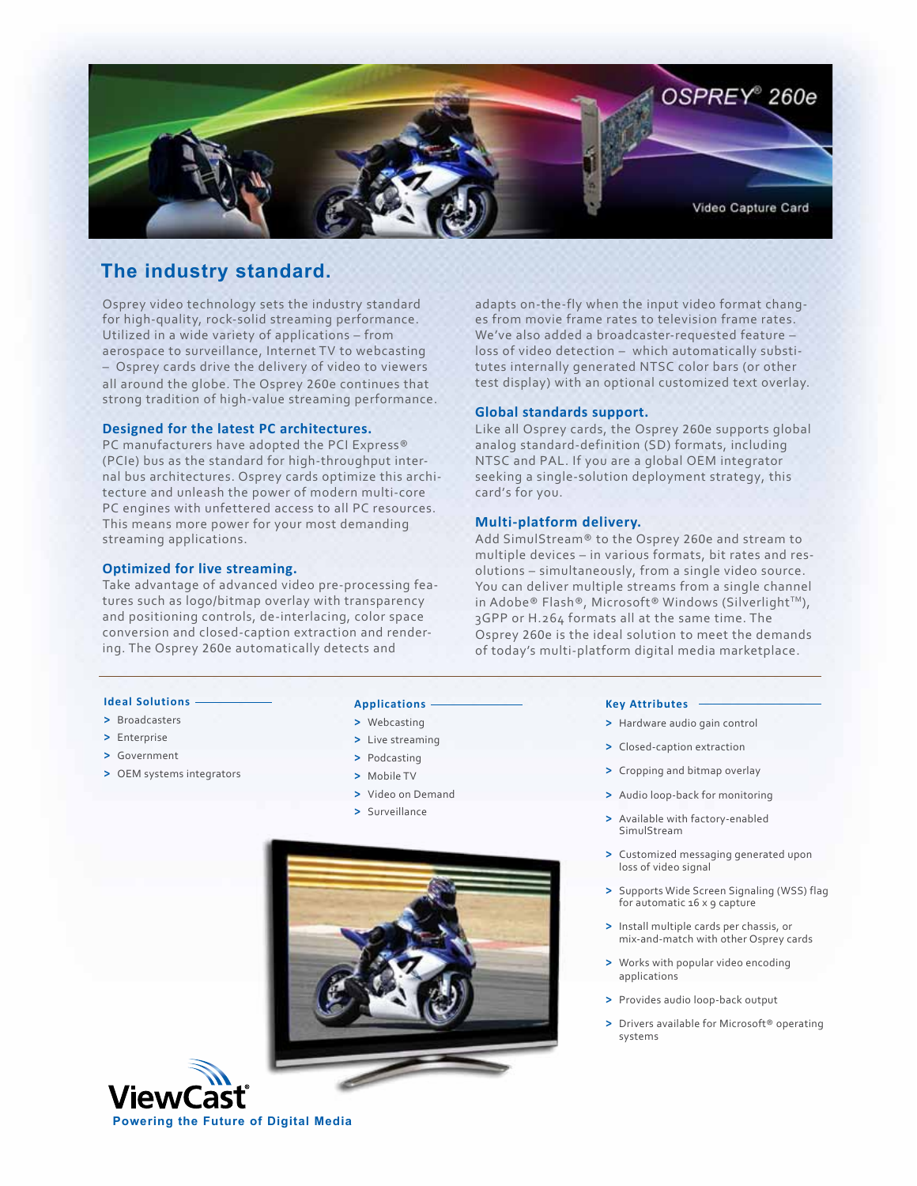# OSPREY® 260e

Video Capture Card

## The industry standard.

Osprey video technology sets the industry standard for high-quality, rock-solid streaming performance. Utilized in a wide variety of applications – from aerospace to surveillance, Internet TV to webcasting – Osprey cards drive the delivery of video to viewers all around the globe. The Osprey 260e continues that strong tradition of high-value streaming performance.

### Designed for the latest PC architectures.

PC manufacturers have adopted the PCI Express® (PCIe) bus as the standard for high-throughput internal bus architectures. Osprey cards optimize this architecture and unleash the power of modern multi-core PC engines with unfettered access to all PC resources. This means more power for your most demanding streaming applications.

### Optimized for live streaming.

Take advantage of advanced video pre-processing features such as logo/bitmap overlay with transparency and positioning controls, de-interlacing, color space conversion and closed-caption extraction and rendering. The Osprey 260e automatically detects and adapts on-the-fly when the input video format changes from movie frame rates to television frame rates. We've also added a broadcaster-requested feature – loss of video detection – which automatically substitutes internally generated NTSC color bars (or other test display) with an optional customized text overlay.

### Global standards support.

Like all Osprey cards, the Osprey 260e supports global analog standard-definition (SD) formats, including NTSC and PAL. If you are a global OEM integrator seeking a single-solution deployment strategy, this card's for you.

### Multi-platform delivery.

Add SimulStream® to the Osprey 260e and stream to multiple devices – in various formats, bit rates and resolutions – simultaneously, from a single video source. You can deliver multiple streams from a single channel in Adobe® Flash®, Microsoft® Windows (Silverlight™), 3GPP or H.264 formats all at the same time. The Osprey 260e is the ideal solution to meet the demands of today's multi-platform digital media marketplace.

#### Ideal Solutions

- Broadcasters
- Enterprise
- Government
- OEM systems integrators

#### Applications

- Webcasting
- Live streaming
- Podcasting
- Mobile TV
- Video on Demand
- Surveillance

#### Key Attributes

- Hardware audio gain control
- Closed-caption extraction
- Cropping and bitmap overlay
- Audio loop-back for monitoring
- Available with factory-enabled SimulStream
- Customized messaging generated upon loss of video signal
- Supports Wide Screen Signaling (WSS) flag for automatic 16 x 9 capture
- Install multiple cards per chassis, or mix-and-match with other Osprey cards
- Works with popular video encoding applications
- Provides audio loop-back output
- Drivers available for Microsoft® operating systems

ViewCast®
Powering the Future of Digital Media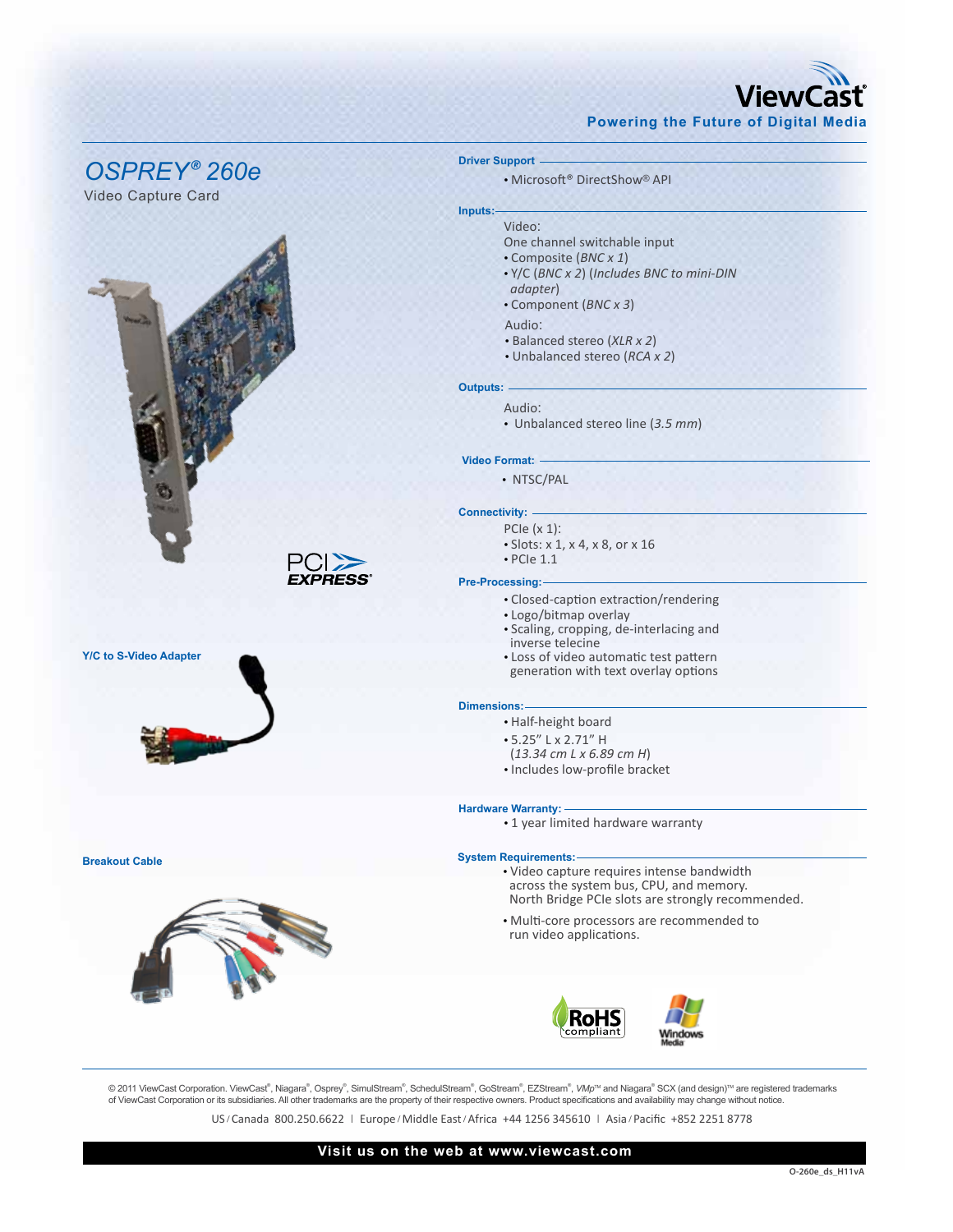ViewCast

**Powering the Future of Digital Media**

# OSPREY® 260e

Video Capture Card

PCI EXPRESS®

**Y/C to S-Video Adapter**

**Breakout Cable**

**Driver Support**

- Microsoft® DirectShow® API

**Inputs:**

Video:

One channel switchable input

- Composite (*BNC x 1*)
- Y/C (*BNC x 2*) (*Includes BNC to mini-DIN adapter*)
- Component (*BNC x 3*)

Audio:

- Balanced stereo (*XLR x 2*)
- Unbalanced stereo (*RCA x 2*)

**Outputs:**

Audio:

- Unbalanced stereo line (*3.5 mm*)

**Video Format:**

- NTSC/PAL

**Connectivity:**

PCIe (x 1):

- Slots: x 1, x 4, x 8, or x 16
- PCIe 1.1

**Pre-Processing:**

- Closed-caption extraction/rendering
- Logo/bitmap overlay
- Scaling, cropping, de-interlacing and inverse telecine
- Loss of video automatic test pattern generation with text overlay options

**Dimensions:**

- Half-height board
- 5.25” L x 2.71” H (*13.34 cm L x 6.89 cm H*)
- Includes low-profile bracket

**Hardware Warranty:**

- 1 year limited hardware warranty

**System Requirements:**

- Video capture requires intense bandwidth across the system bus, CPU, and memory. North Bridge PCIe slots are strongly recommended.
- Multi-core processors are recommended to run video applications.

RoHS compliant

Windows Media

© 2011 ViewCast Corporation. ViewCast®, Niagara®, Osprey®, SimulStream®, SchedulStream®, GoStream®, EZStream®, *VMp*™ and Niagara® SCX (and design)™ are registered trademarks of ViewCast Corporation or its subsidiaries. All other trademarks are the property of their respective owners. Product specifications and availability may change without notice.

US / Canada 800.250.6622 | Europe / Middle East / Africa +44 1256 345610 | Asia / Pacific +852 2251 8778

**Visit us on the web at www.viewcast.com**

O-260e_ds_H11vA